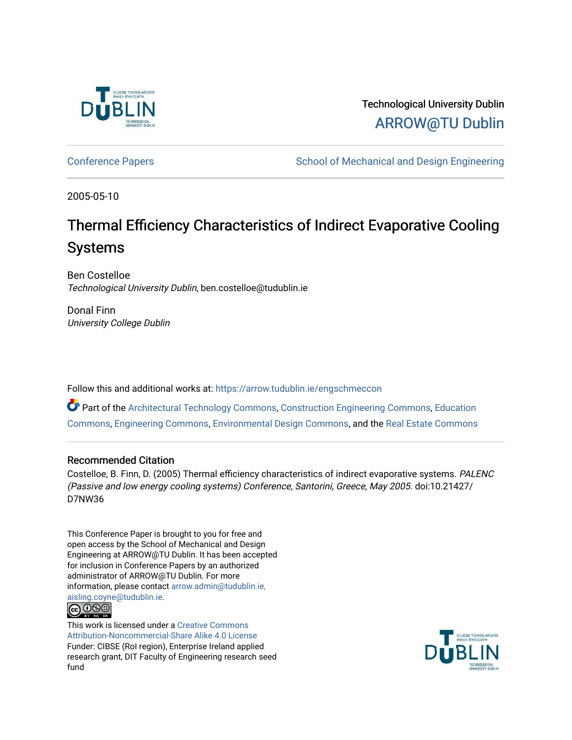Technological University Dublin

ARROW@TU Dublin

Conference Papers | School of Mechanical and Design Engineering

2005-05-10

# Thermal Efficiency Characteristics of Indirect Evaporative Cooling Systems

Ben Costelloe

*Technological University Dublin*, ben.costelloe@tudublin.ie

Donal Finn

*University College Dublin*

Follow this and additional works at: https://arrow.tudublin.ie/engschmeccon

Part of the Architectural Technology Commons, Construction Engineering Commons, Education Commons, Engineering Commons, Environmental Design Commons, and the Real Estate Commons

## Recommended Citation

Costelloe, B. Finn, D. (2005) Thermal efficiency characteristics of indirect evaporative systems. *PALENC (Passive and low energy cooling systems) Conference, Santorini, Greece, May 2005*. doi:10.21427/D7NW36

This Conference Paper is brought to you for free and open access by the School of Mechanical and Design Engineering at ARROW@TU Dublin. It has been accepted for inclusion in Conference Papers by an authorized administrator of ARROW@TU Dublin. For more information, please contact arrow.admin@tudublin.ie, aisling.coyne@tudublin.ie.

This work is licensed under a Creative Commons Attribution-Noncommercial-Share Alike 4.0 License

Funder: CIBSE (RoI region), Enterprise Ireland applied research grant, DIT Faculty of Engineering research seed fund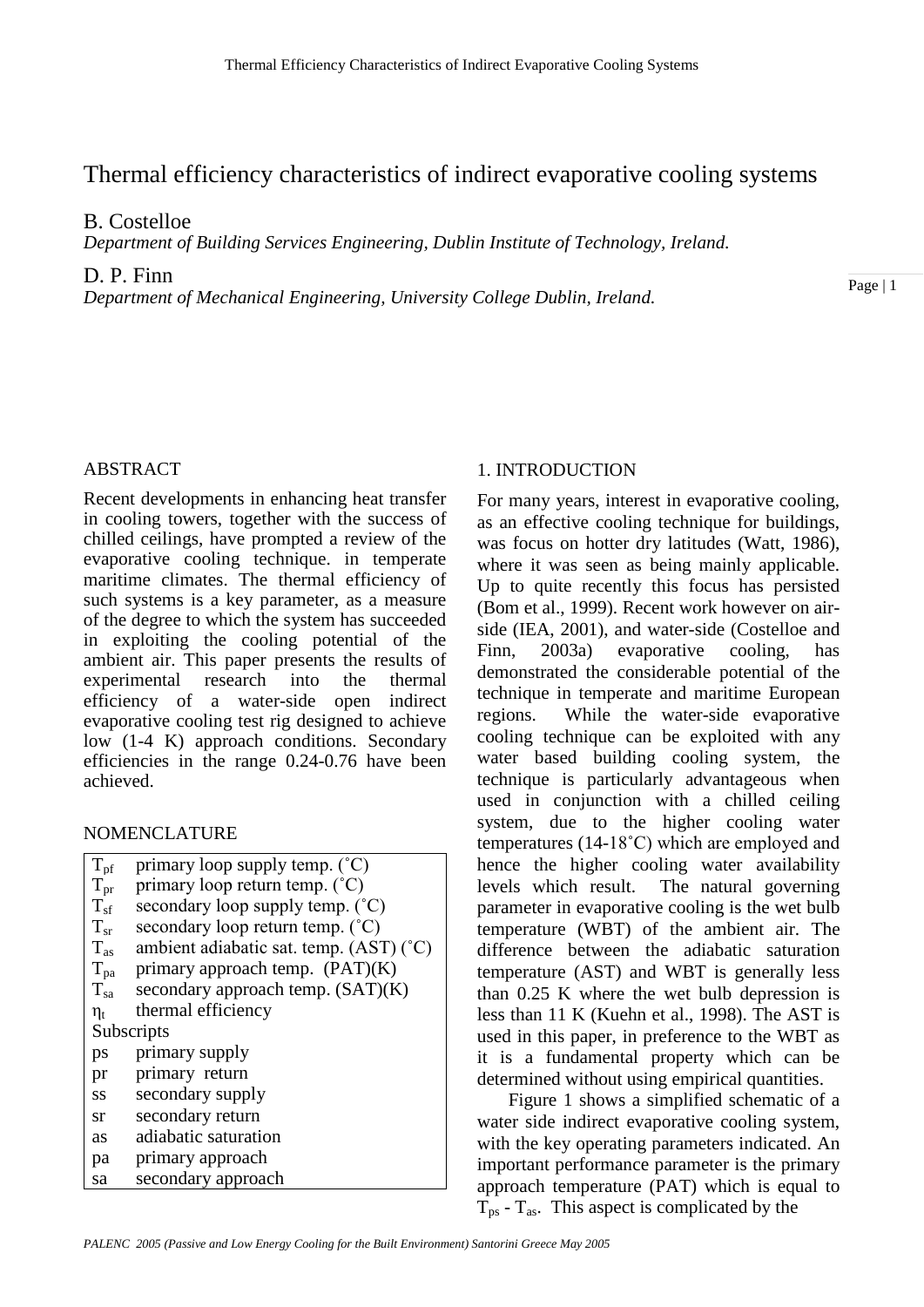# Thermal efficiency characteristics of indirect evaporative cooling systems

B. Costelloe

*Department of Building Services Engineering, Dublin Institute of Technology, Ireland.*

D. P. Finn

*Department of Mechanical Engineering, University College Dublin, Ireland.*

## ABSTRACT

Recent developments in enhancing heat transfer in cooling towers, together with the success of chilled ceilings, have prompted a review of the evaporative cooling technique. in temperate maritime climates. The thermal efficiency of such systems is a key parameter, as a measure of the degree to which the system has succeeded in exploiting the cooling potential of the ambient air. This paper presents the results of experimental research into the thermal efficiency of a water-side open indirect evaporative cooling test rig designed to achieve low (1-4 K) approach conditions. Secondary efficiencies in the range 0.24-0.76 have been achieved.

## NOMENCLATURE

| | |
|---|---|
| $T_{pf}$ | primary loop supply temp. (˚C) |
| $T_{pr}$ | primary loop return temp. (˚C) |
| $T_{sf}$ | secondary loop supply temp. (˚C) |
| $T_{sr}$ | secondary loop return temp. (˚C) |
| $T_{as}$ | ambient adiabatic sat. temp. (AST) (˚C) |
| $T_{pa}$ | primary approach temp. (PAT)(K) |
| $T_{sa}$ | secondary approach temp. (SAT)(K) |
| $\eta_t$ | thermal efficiency |
| Subscripts | |
| ps | primary supply |
| pr | primary return |
| ss | secondary supply |
| sr | secondary return |
| as | adiabatic saturation |
| pa | primary approach |
| sa | secondary approach |

## 1. INTRODUCTION

For many years, interest in evaporative cooling, as an effective cooling technique for buildings, was focus on hotter dry latitudes (Watt, 1986), where it was seen as being mainly applicable. Up to quite recently this focus has persisted (Bom et al., 1999). Recent work however on air-side (IEA, 2001), and water-side (Costelloe and Finn, 2003a) evaporative cooling, has demonstrated the considerable potential of the technique in temperate and maritime European regions. While the water-side evaporative cooling technique can be exploited with any water based building cooling system, the technique is particularly advantageous when used in conjunction with a chilled ceiling system, due to the higher cooling water temperatures (14-18˚C) which are employed and hence the higher cooling water availability levels which result. The natural governing parameter in evaporative cooling is the wet bulb temperature (WBT) of the ambient air. The difference between the adiabatic saturation temperature (AST) and WBT is generally less than 0.25 K where the wet bulb depression is less than 11 K (Kuehn et al., 1998). The AST is used in this paper, in preference to the WBT as it is a fundamental property which can be determined without using empirical quantities.

Figure 1 shows a simplified schematic of a water side indirect evaporative cooling system, with the key operating parameters indicated. An important performance parameter is the primary approach temperature (PAT) which is equal to $T_{ps}$ - $T_{as}$. This aspect is complicated by the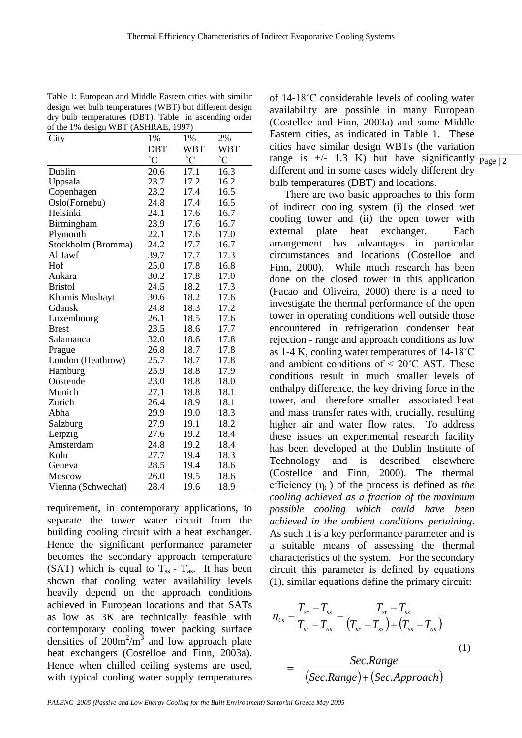Table 1: European and Middle Eastern cities with similar design wet bulb temperatures (WBT) but different design dry bulb temperatures (DBT). Table in ascending order of the 1% design WBT (ASHRAE, 1997)

| City | 1% DBT ˚C | 1% WBT ˚C | 2% WBT ˚C |
|---|---|---|---|
| Dublin | 20.6 | 17.1 | 16.3 |
| Uppsala | 23.7 | 17.2 | 16.2 |
| Copenhagen | 23.2 | 17.4 | 16.5 |
| Oslo(Fornebu) | 24.8 | 17.4 | 16.5 |
| Helsinki | 24.1 | 17.6 | 16.7 |
| Birmingham | 23.9 | 17.6 | 16.7 |
| Plymouth | 22.1 | 17.6 | 17.0 |
| Stockholm (Bromma) | 24.2 | 17.7 | 16.7 |
| Al Jawf | 39.7 | 17.7 | 17.3 |
| Hof | 25.0 | 17.8 | 16.8 |
| Ankara | 30.2 | 17.8 | 17.0 |
| Bristol | 24.5 | 18.2 | 17.3 |
| Khamis Mushayt | 30.6 | 18.2 | 17.6 |
| Gdansk | 24.8 | 18.3 | 17.2 |
| Luxembourg | 26.1 | 18.5 | 17.6 |
| Brest | 23.5 | 18.6 | 17.7 |
| Salamanca | 32.0 | 18.6 | 17.8 |
| Prague | 26.8 | 18.7 | 17.8 |
| London (Heathrow) | 25.7 | 18.7 | 17.8 |
| Hamburg | 25.9 | 18.8 | 17.9 |
| Oostende | 23.0 | 18.8 | 18.0 |
| Munich | 27.1 | 18.8 | 18.1 |
| Zurich | 26.4 | 18.9 | 18.1 |
| Abha | 29.9 | 19.0 | 18.3 |
| Salzburg | 27.9 | 19.1 | 18.2 |
| Leipzig | 27.6 | 19.2 | 18.4 |
| Amsterdam | 24.8 | 19.2 | 18.4 |
| Koln | 27.7 | 19.4 | 18.3 |
| Geneva | 28.5 | 19.4 | 18.6 |
| Moscow | 26.0 | 19.5 | 18.6 |
| Vienna (Schwechat) | 28.4 | 19.6 | 18.9 |

requirement, in contemporary applications, to separate the tower water circuit from the building cooling circuit with a heat exchanger. Hence the significant performance parameter becomes the secondary approach temperature (SAT) which is equal to $T_{ss}$ - $T_{as}$. It has been shown that cooling water availability levels heavily depend on the approach conditions achieved in European locations and that SATs as low as 3K are technically feasible with contemporary cooling tower packing surface densities of $200m^2/m^3$ and low approach plate heat exchangers (Costelloe and Finn, 2003a). Hence when chilled ceiling systems are used, with typical cooling water supply temperatures of 14-18˚C considerable levels of cooling water availability are possible in many European (Costelloe and Finn, 2003a) and some Middle Eastern cities, as indicated in Table 1. These cities have similar design WBTs (the variation range is +/- 1.3 K) but have significantly different and in some cases widely different dry bulb temperatures (DBT) and locations.

There are two basic approaches to this form of indirect cooling system (i) the closed wet cooling tower and (ii) the open tower with external plate heat exchanger. Each arrangement has advantages in particular circumstances and locations (Costelloe and Finn, 2000). While much research has been done on the closed tower in this application (Facao and Oliveira, 2000) there is a need to investigate the thermal performance of the open tower in operating conditions well outside those encountered in refrigeration condenser heat rejection - range and approach conditions as low as 1-4 K, cooling water temperatures of 14-18˚C and ambient conditions of < 20˚C AST. These conditions result in much smaller levels of enthalpy difference, the key driving force in the tower, and therefore smaller associated heat and mass transfer rates with, crucially, resulting higher air and water flow rates. To address these issues an experimental research facility has been developed at the Dublin Institute of Technology and is described elsewhere (Costelloe and Finn, 2000). The thermal efficiency ($\eta_t$) of the process is defined as *the cooling achieved as a fraction of the maximum possible cooling which could have been achieved in the ambient conditions pertaining*. As such it is a key performance parameter and is a suitable means of assessing the thermal characteristics of the system. For the secondary circuit this parameter is defined by equations (1), similar equations define the primary circuit:

$$\eta_{ts} = \frac{T_{sr} - T_{ss}}{T_{sr} - T_{as}} = \frac{T_{sr} - T_{ss}}{(T_{sr} - T_{ss}) + (T_{ss} - T_{as})}$$

$$= \frac{Sec.Range}{(Sec.Range) + (Sec.Approach)} \quad (1)$$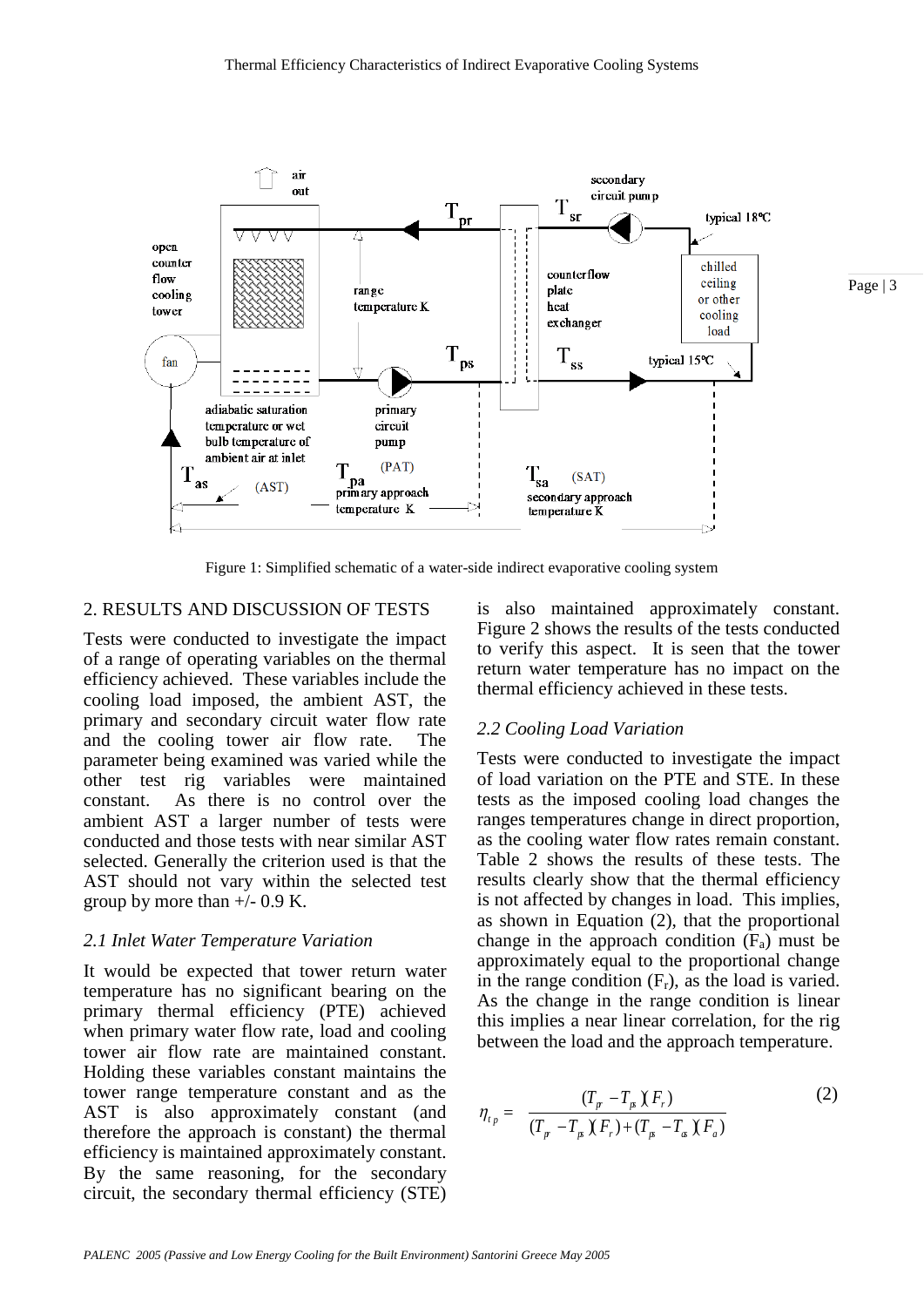Figure 1: Simplified schematic of a water-side indirect evaporative cooling system

## 2. RESULTS AND DISCUSSION OF TESTS

Tests were conducted to investigate the impact of a range of operating variables on the thermal efficiency achieved. These variables include the cooling load imposed, the ambient AST, the primary and secondary circuit water flow rate and the cooling tower air flow rate. The parameter being examined was varied while the other test rig variables were maintained constant. As there is no control over the ambient AST a larger number of tests were conducted and those tests with near similar AST selected. Generally the criterion used is that the AST should not vary within the selected test group by more than +/- 0.9 K.

### *2.1 Inlet Water Temperature Variation*

It would be expected that tower return water temperature has no significant bearing on the primary thermal efficiency (PTE) achieved when primary water flow rate, load and cooling tower air flow rate are maintained constant. Holding these variables constant maintains the tower range temperature constant and as the AST is also approximately constant (and therefore the approach is constant) the thermal efficiency is maintained approximately constant. By the same reasoning, for the secondary circuit, the secondary thermal efficiency (STE) is also maintained approximately constant. Figure 2 shows the results of the tests conducted to verify this aspect. It is seen that the tower return water temperature has no impact on the thermal efficiency achieved in these tests.

### *2.2 Cooling Load Variation*

Tests were conducted to investigate the impact of load variation on the PTE and STE. In these tests as the imposed cooling load changes the ranges temperatures change in direct proportion, as the cooling water flow rates remain constant. Table 2 shows the results of these tests. The results clearly show that the thermal efficiency is not affected by changes in load. This implies, as shown in Equation (2), that the proportional change in the approach condition ($F_a$) must be approximately equal to the proportional change in the range condition ($F_r$), as the load is varied. As the change in the range condition is linear this implies a near linear correlation, for the rig between the load and the approach temperature.

$$\eta_{tp} = \frac{(T_{pr} - T_{ps})(F_r)}{(T_{pr} - T_{ps})(F_r) + (T_{ps} - T_{as})(F_a)} \qquad (2)$$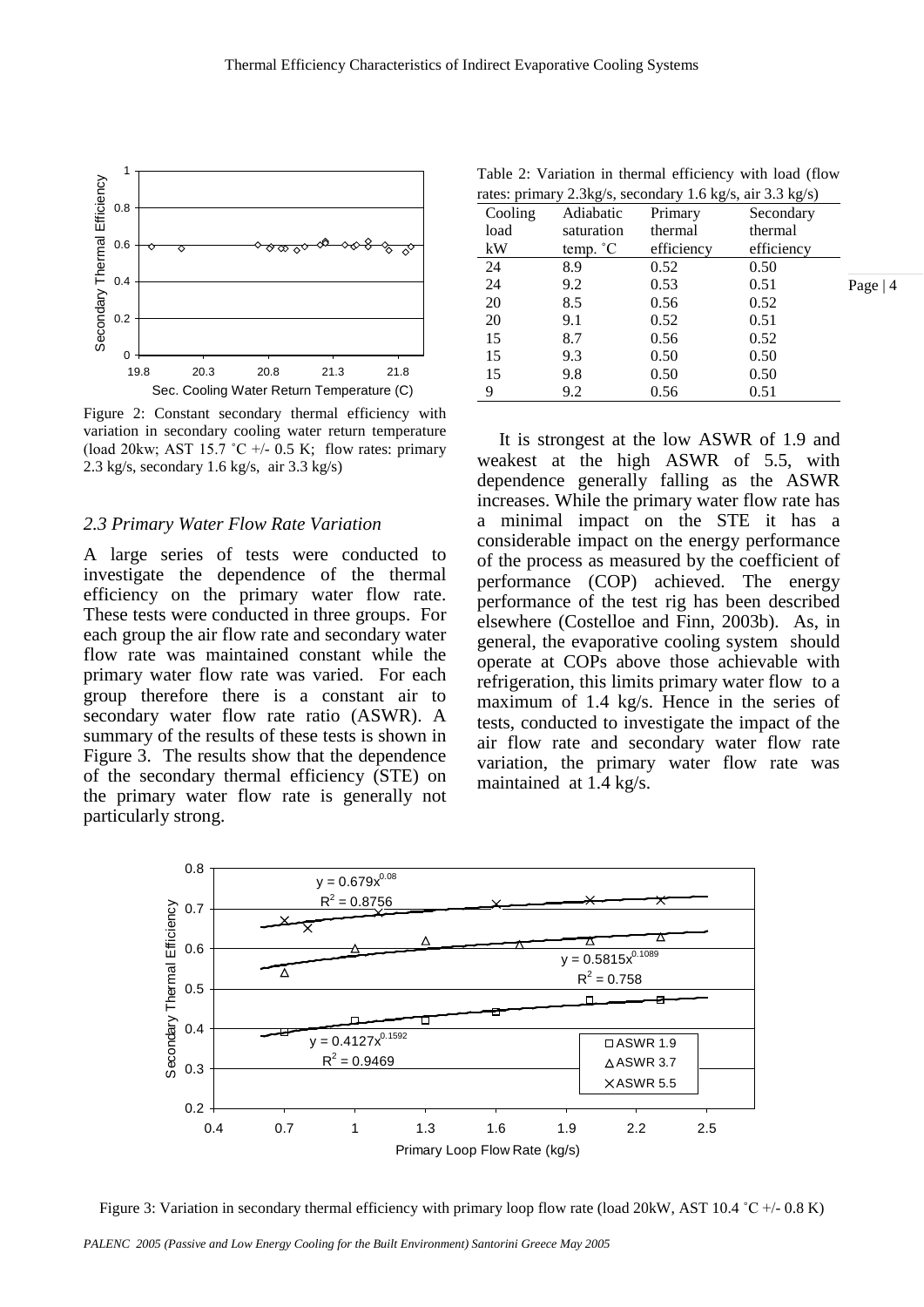Figure 2: Constant secondary thermal efficiency with variation in secondary cooling water return temperature (load 20kw; AST 15.7 ˚C +/- 0.5 K; flow rates: primary 2.3 kg/s, secondary 1.6 kg/s, air 3.3 kg/s)

### 2.3 Primary Water Flow Rate Variation

A large series of tests were conducted to investigate the dependence of the thermal efficiency on the primary water flow rate. These tests were conducted in three groups. For each group the air flow rate and secondary water flow rate was maintained constant while the primary water flow rate was varied. For each group therefore there is a constant air to secondary water flow rate ratio (ASWR). A summary of the results of these tests is shown in Figure 3. The results show that the dependence of the secondary thermal efficiency (STE) on the primary water flow rate is generally not particularly strong.

Table 2: Variation in thermal efficiency with load (flow rates: primary 2.3kg/s, secondary 1.6 kg/s, air 3.3 kg/s)

| Cooling load kW | Adiabatic saturation temp. ˚C | Primary thermal efficiency | Secondary thermal efficiency |
|---|---|---|---|
| 24 | 8.9 | 0.52 | 0.50 |
| 24 | 9.2 | 0.53 | 0.51 |
| 20 | 8.5 | 0.56 | 0.52 |
| 20 | 9.1 | 0.52 | 0.51 |
| 15 | 8.7 | 0.56 | 0.52 |
| 15 | 9.3 | 0.50 | 0.50 |
| 15 | 9.8 | 0.50 | 0.50 |
| 9 | 9.2 | 0.56 | 0.51 |

It is strongest at the low ASWR of 1.9 and weakest at the high ASWR of 5.5, with dependence generally falling as the ASWR increases. While the primary water flow rate has a minimal impact on the STE it has a considerable impact on the energy performance of the process as measured by the coefficient of performance (COP) achieved. The energy performance of the test rig has been described elsewhere (Costelloe and Finn, 2003b). As, in general, the evaporative cooling system should operate at COPs above those achievable with refrigeration, this limits primary water flow to a maximum of 1.4 kg/s. Hence in the series of tests, conducted to investigate the impact of the air flow rate and secondary water flow rate variation, the primary water flow rate was maintained at 1.4 kg/s.

Figure 3: Variation in secondary thermal efficiency with primary loop flow rate (load 20kW, AST 10.4 ˚C +/- 0.8 K)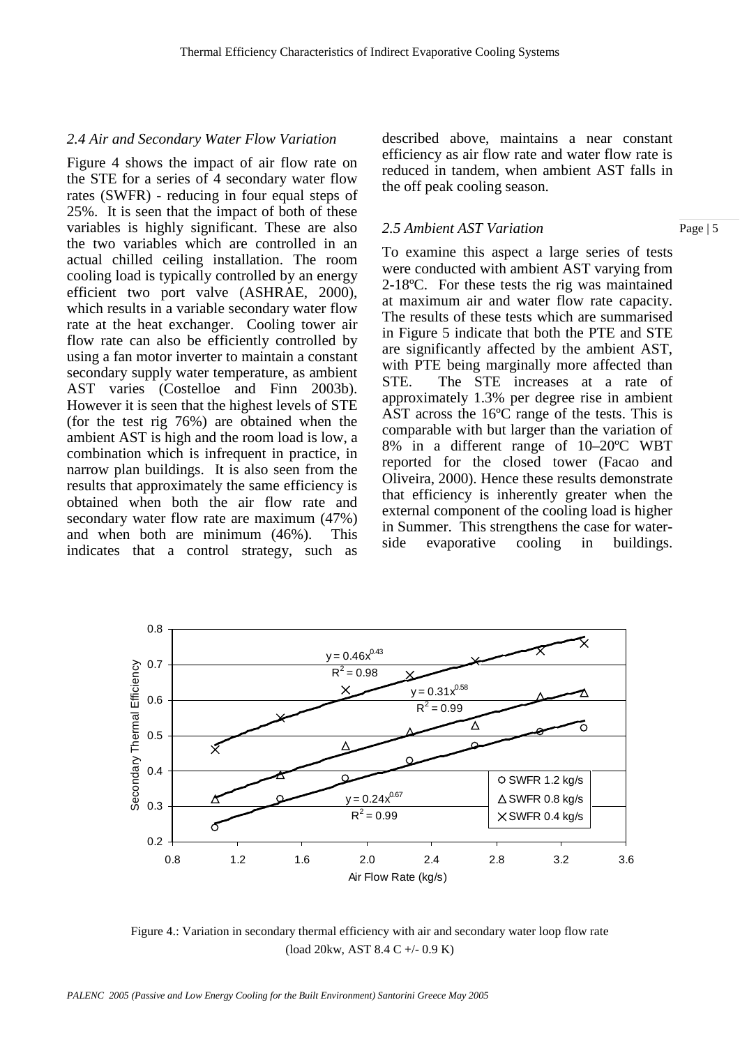### 2.4 Air and Secondary Water Flow Variation

Figure 4 shows the impact of air flow rate on the STE for a series of 4 secondary water flow rates (SWFR) - reducing in four equal steps of 25%. It is seen that the impact of both of these variables is highly significant. These are also the two variables which are controlled in an actual chilled ceiling installation. The room cooling load is typically controlled by an energy efficient two port valve (ASHRAE, 2000), which results in a variable secondary water flow rate at the heat exchanger. Cooling tower air flow rate can also be efficiently controlled by using a fan motor inverter to maintain a constant secondary supply water temperature, as ambient AST varies (Costelloe and Finn 2003b). However it is seen that the highest levels of STE (for the test rig 76%) are obtained when the ambient AST is high and the room load is low, a combination which is infrequent in practice, in narrow plan buildings. It is also seen from the results that approximately the same efficiency is obtained when both the air flow rate and secondary water flow rate are maximum (47%) and when both are minimum (46%). This indicates that a control strategy, such as described above, maintains a near constant efficiency as air flow rate and water flow rate is reduced in tandem, when ambient AST falls in the off peak cooling season.

### 2.5 Ambient AST Variation

To examine this aspect a large series of tests were conducted with ambient AST varying from 2-18ºC. For these tests the rig was maintained at maximum air and water flow rate capacity. The results of these tests which are summarised in Figure 5 indicate that both the PTE and STE are significantly affected by the ambient AST, with PTE being marginally more affected than STE. The STE increases at a rate of approximately 1.3% per degree rise in ambient AST across the 16ºC range of the tests. This is comparable with but larger than the variation of 8% in a different range of 10–20ºC WBT reported for the closed tower (Facao and Oliveira, 2000). Hence these results demonstrate that efficiency is inherently greater when the external component of the cooling load is higher in Summer. This strengthens the case for water-side evaporative cooling in buildings.

Figure 4.: Variation in secondary thermal efficiency with air and secondary water loop flow rate (load 20kw, AST 8.4 C +/- 0.9 K)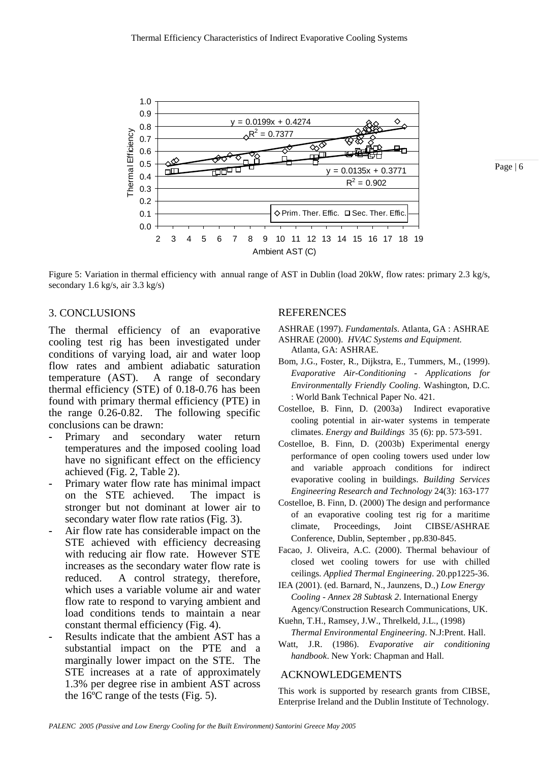1.0
0.9
0.8
0.7
0.6
0.5
0.4
0.3
0.2
0.1
0.0

Thermal Efficiency

$y = 0.0199x + 0.4274$
$R^2 = 0.7377$

$y = 0.0135x + 0.3771$
$R^2 = 0.902$

◇ Prim. Ther. Effic. □ Sec. Ther. Effic.

2 3 4 5 6 7 8 9 10 11 12 13 14 15 16 17 18 19

Ambient AST (C)

Figure 5: Variation in thermal efficiency with annual range of AST in Dublin (load 20kW, flow rates: primary 2.3 kg/s, secondary 1.6 kg/s, air 3.3 kg/s)

## 3. CONCLUSIONS

The thermal efficiency of an evaporative cooling test rig has been investigated under conditions of varying load, air and water loop flow rates and ambient adiabatic saturation temperature (AST). A range of secondary thermal efficiency (STE) of 0.18-0.76 has been found with primary thermal efficiency (PTE) in the range 0.26-0.82. The following specific conclusions can be drawn:

- Primary and secondary water return temperatures and the imposed cooling load have no significant effect on the efficiency achieved (Fig. 2, Table 2).
- Primary water flow rate has minimal impact on the STE achieved. The impact is stronger but not dominant at lower air to secondary water flow rate ratios (Fig. 3).
- Air flow rate has considerable impact on the STE achieved with efficiency decreasing with reducing air flow rate. However STE increases as the secondary water flow rate is reduced. A control strategy, therefore, which uses a variable volume air and water flow rate to respond to varying ambient and load conditions tends to maintain a near constant thermal efficiency (Fig. 4).
- Results indicate that the ambient AST has a substantial impact on the PTE and a marginally lower impact on the STE. The STE increases at a rate of approximately 1.3% per degree rise in ambient AST across the 16°C range of the tests (Fig. 5).

## REFERENCES

ASHRAE (1997). *Fundamentals*. Atlanta, GA : ASHRAE

ASHRAE (2000). *HVAC Systems and Equipment.* Atlanta, GA: ASHRAE.

Bom, J.G., Foster, R., Dijkstra, E., Tummers, M., (1999). *Evaporative Air-Conditioning - Applications for Environmentally Friendly Cooling*. Washington, D.C. : World Bank Technical Paper No. 421.

Costelloe, B. Finn, D. (2003a) Indirect evaporative cooling potential in air-water systems in temperate climates. *Energy and Buildings* 35 (6): pp. 573-591.

Costelloe, B. Finn, D. (2003b) Experimental energy performance of open cooling towers used under low and variable approach conditions for indirect evaporative cooling in buildings. *Building Services Engineering Research and Technology* 24(3): 163-177

Costelloe, B. Finn, D. (2000) The design and performance of an evaporative cooling test rig for a maritime climate, Proceedings, Joint CIBSE/ASHRAE Conference, Dublin, September , pp.830-845.

Facao, J. Oliveira, A.C. (2000). Thermal behaviour of closed wet cooling towers for use with chilled ceilings*. Applied Thermal Engineering*. 20.pp1225-36.

IEA (2001). (ed. Barnard, N., Jaunzens, D.,) *Low Energy Cooling - Annex 28 Subtask 2*. International Energy Agency/Construction Research Communications, UK.

Kuehn, T.H., Ramsey, J.W., Threlkeld, J.L., (1998) *Thermal Environmental Engineering*. N.J:Prent. Hall.

Watt, J.R. (1986). *Evaporative air conditioning handbook*. New York: Chapman and Hall.

## ACKNOWLEDGEMENTS

This work is supported by research grants from CIBSE, Enterprise Ireland and the Dublin Institute of Technology.